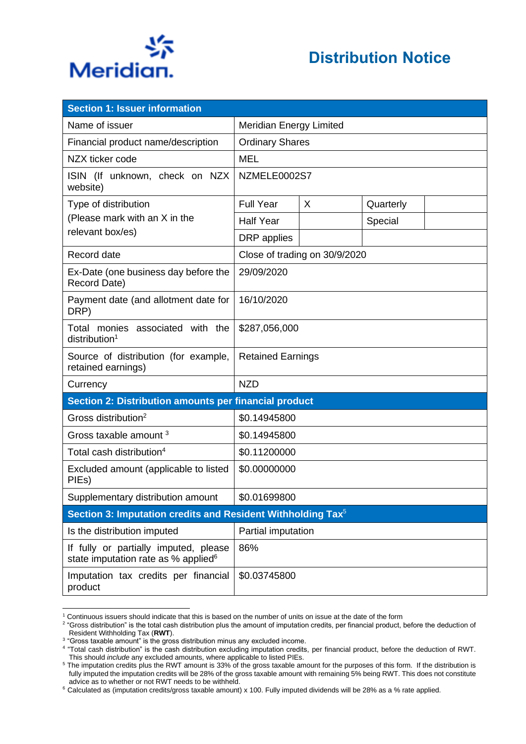Meridian.

# Distribution Notice

| Section 1: Issuer information | | | | |
|---|---|---|---|---|
| Name of issuer | Meridian Energy Limited | | | |
| Financial product name/description | Ordinary Shares | | | |
| NZX ticker code | MEL | | | |
| ISIN (If unknown, check on NZX website) | NZMELE0002S7 | | | |
| Type of distribution (Please mark with an X in the relevant box/es) | Full Year | X | Quarterly | |
| | Half Year | | Special | |
| | DRP applies | | | |
| Record date | Close of trading on 30/9/2020 | | | |
| Ex-Date (one business day before the Record Date) | 29/09/2020 | | | |
| Payment date (and allotment date for DRP) | 16/10/2020 | | | |
| Total monies associated with the distribution[1] | $287,056,000 | | | |
| Source of distribution (for example, retained earnings) | Retained Earnings | | | |
| Currency | NZD | | | |
| **Section 2: Distribution amounts per financial product** | | | | |
| Gross distribution[2] | $0.14945800 | | | |
| Gross taxable amount [3] | $0.14945800 | | | |
| Total cash distribution[4] | $0.11200000 | | | |
| Excluded amount (applicable to listed PIEs) | $0.00000000 | | | |
| Supplementary distribution amount | $0.01699800 | | | |
| **Section 3: Imputation credits and Resident Withholding Tax[5]** | | | | |
| Is the distribution imputed | Partial imputation | | | |
| If fully or partially imputed, please state imputation rate as % applied[6] | 86% | | | |
| Imputation tax credits per financial product | $0.03745800 | | | |

[1] Continuous issuers should indicate that this is based on the number of units on issue at the date of the form

[2] "Gross distribution" is the total cash distribution plus the amount of imputation credits, per financial product, before the deduction of Resident Withholding Tax (**RWT**).

[3] "Gross taxable amount" is the gross distribution minus any excluded income.

[4] "Total cash distribution" is the cash distribution excluding imputation credits, per financial product, before the deduction of RWT. This should *include* any excluded amounts, where applicable to listed PIEs.

[5] The imputation credits plus the RWT amount is 33% of the gross taxable amount for the purposes of this form. If the distribution is fully imputed the imputation credits will be 28% of the gross taxable amount with remaining 5% being RWT. This does not constitute advice as to whether or not RWT needs to be withheld.

[6] Calculated as (imputation credits/gross taxable amount) x 100. Fully imputed dividends will be 28% as a % rate applied.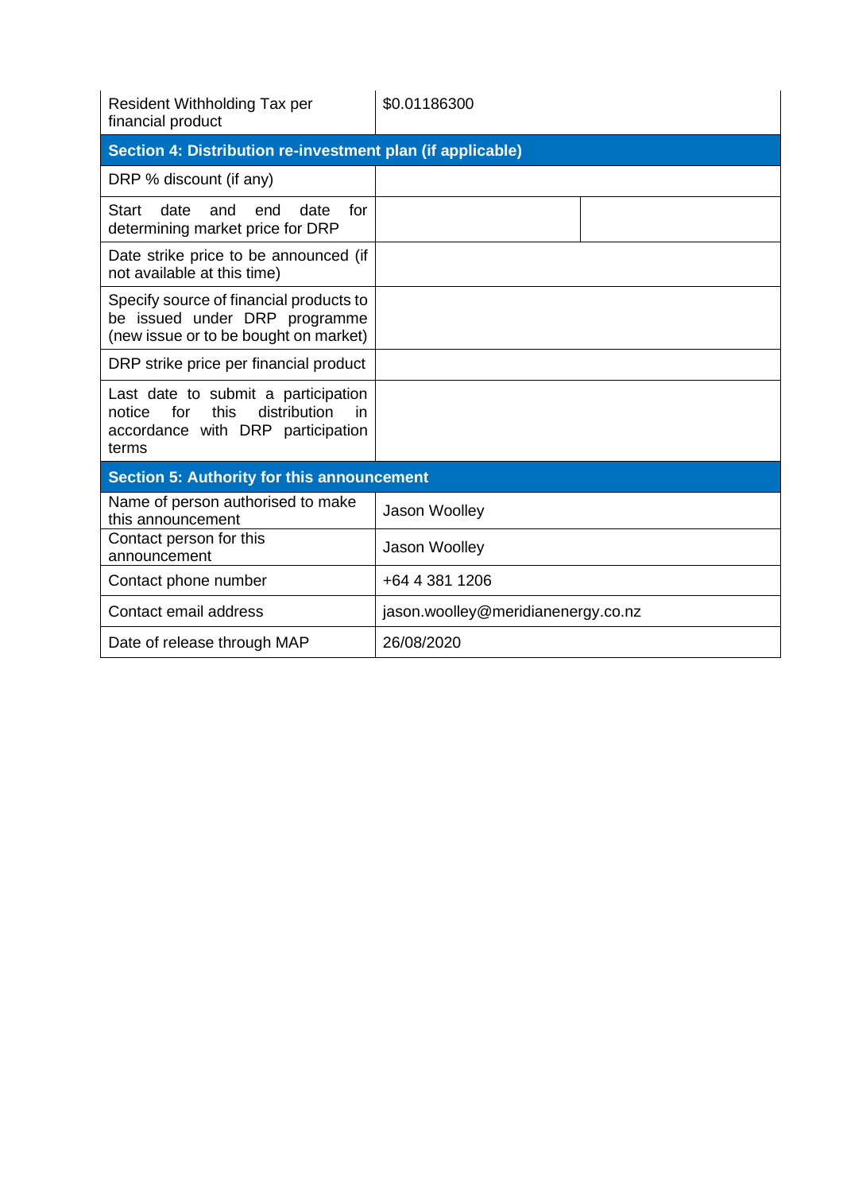| | | |
|---|---|---|
| Resident Withholding Tax per financial product | $0.01186300 | |
| **Section 4: Distribution re-investment plan (if applicable)** | | |
| DRP % discount (if any) | | |
| Start date and end date for determining market price for DRP | | |
| Date strike price to be announced (if not available at this time) | | |
| Specify source of financial products to be issued under DRP programme (new issue or to be bought on market) | | |
| DRP strike price per financial product | | |
| Last date to submit a participation notice for this distribution in accordance with DRP participation terms | | |
| **Section 5: Authority for this announcement** | | |
| Name of person authorised to make this announcement | Jason Woolley | |
| Contact person for this announcement | Jason Woolley | |
| Contact phone number | +64 4 381 1206 | |
| Contact email address | jason.woolley@meridianenergy.co.nz | |
| Date of release through MAP | 26/08/2020 | |